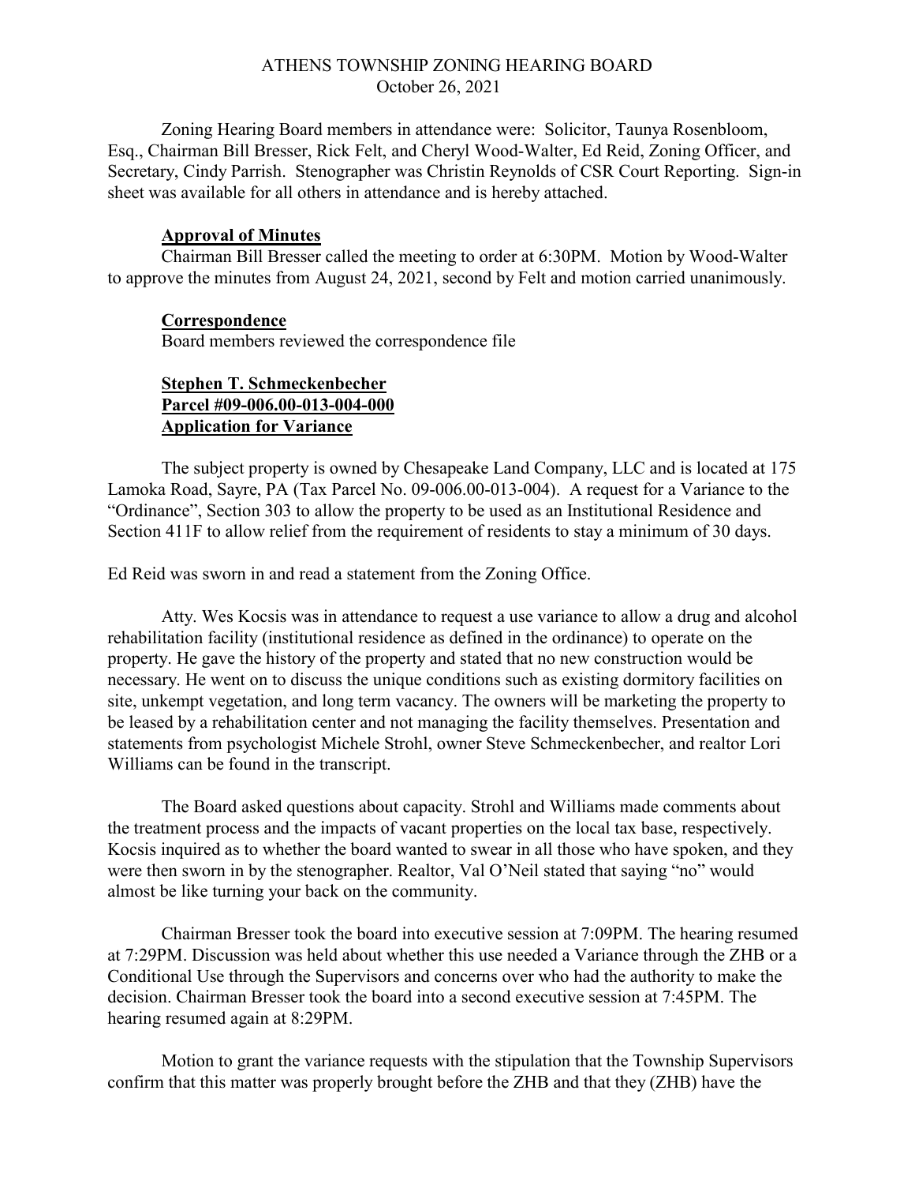# ATHENS TOWNSHIP ZONING HEARING BOARD

October 26, 2021

Zoning Hearing Board members in attendance were: Solicitor, Taunya Rosenbloom, Esq., Chairman Bill Bresser, Rick Felt, and Cheryl Wood-Walter, Ed Reid, Zoning Officer, and Secretary, Cindy Parrish. Stenographer was Christin Reynolds of CSR Court Reporting. Sign-in sheet was available for all others in attendance and is hereby attached.

**Approval of Minutes**

Chairman Bill Bresser called the meeting to order at 6:30PM. Motion by Wood-Walter to approve the minutes from August 24, 2021, second by Felt and motion carried unanimously.

**Correspondence**

Board members reviewed the correspondence file

**Stephen T. Schmeckenbecher**
**Parcel #09-006.00-013-004-000**
**Application for Variance**

The subject property is owned by Chesapeake Land Company, LLC and is located at 175 Lamoka Road, Sayre, PA (Tax Parcel No. 09-006.00-013-004). A request for a Variance to the "Ordinance", Section 303 to allow the property to be used as an Institutional Residence and Section 411F to allow relief from the requirement of residents to stay a minimum of 30 days.

Ed Reid was sworn in and read a statement from the Zoning Office.

Atty. Wes Kocsis was in attendance to request a use variance to allow a drug and alcohol rehabilitation facility (institutional residence as defined in the ordinance) to operate on the property. He gave the history of the property and stated that no new construction would be necessary. He went on to discuss the unique conditions such as existing dormitory facilities on site, unkempt vegetation, and long term vacancy. The owners will be marketing the property to be leased by a rehabilitation center and not managing the facility themselves. Presentation and statements from psychologist Michele Strohl, owner Steve Schmeckenbecher, and realtor Lori Williams can be found in the transcript.

The Board asked questions about capacity. Strohl and Williams made comments about the treatment process and the impacts of vacant properties on the local tax base, respectively. Kocsis inquired as to whether the board wanted to swear in all those who have spoken, and they were then sworn in by the stenographer. Realtor, Val O'Neil stated that saying "no" would almost be like turning your back on the community.

Chairman Bresser took the board into executive session at 7:09PM. The hearing resumed at 7:29PM. Discussion was held about whether this use needed a Variance through the ZHB or a Conditional Use through the Supervisors and concerns over who had the authority to make the decision. Chairman Bresser took the board into a second executive session at 7:45PM. The hearing resumed again at 8:29PM.

Motion to grant the variance requests with the stipulation that the Township Supervisors confirm that this matter was properly brought before the ZHB and that they (ZHB) have the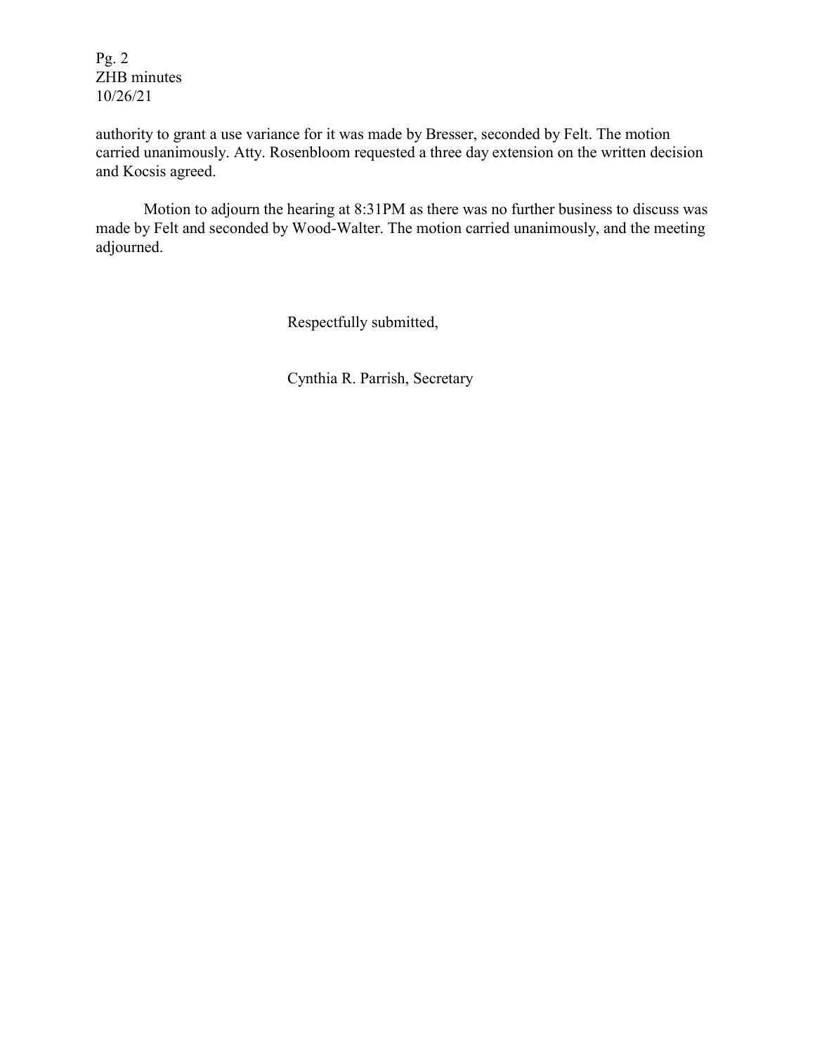authority to grant a use variance for it was made by Bresser, seconded by Felt. The motion carried unanimously. Atty. Rosenbloom requested a three day extension on the written decision and Kocsis agreed.

Motion to adjourn the hearing at 8:31PM as there was no further business to discuss was made by Felt and seconded by Wood-Walter. The motion carried unanimously, and the meeting adjourned.

Respectfully submitted,

Cynthia R. Parrish, Secretary